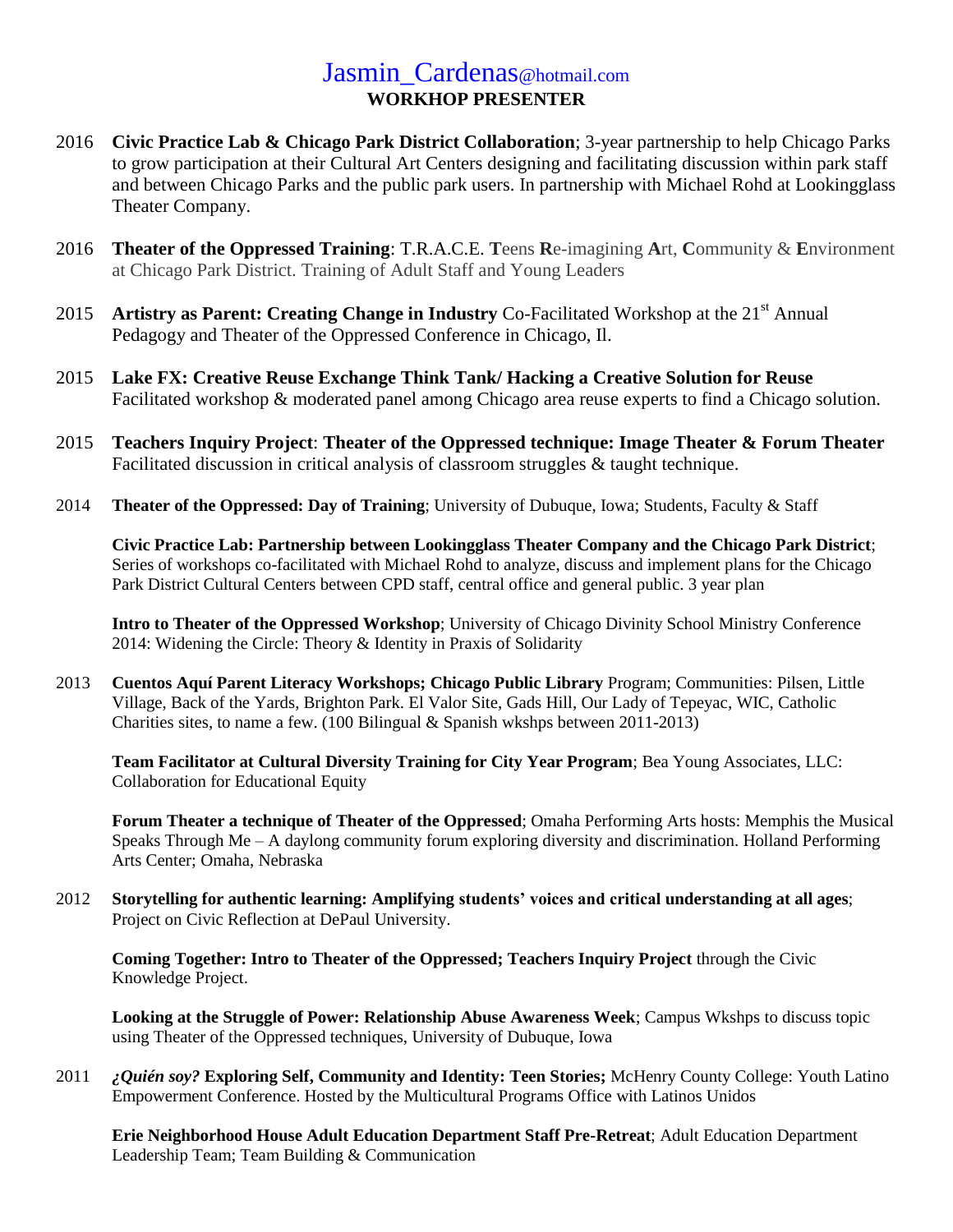# Jasmin_Cardenas@hotmail.com

## WORKHOP PRESENTER

2016 **Civic Practice Lab & Chicago Park District Collaboration**; 3-year partnership to help Chicago Parks to grow participation at their Cultural Art Centers designing and facilitating discussion within park staff and between Chicago Parks and the public park users. In partnership with Michael Rohd at Lookingglass Theater Company.

2016 **Theater of the Oppressed Training**: T.R.A.C.E. **T**eens **R**e-imagining **A**rt, **C**ommunity & **E**nvironment at Chicago Park District. Training of Adult Staff and Young Leaders

2015 **Artistry as Parent: Creating Change in Industry** Co-Facilitated Workshop at the 21st Annual Pedagogy and Theater of the Oppressed Conference in Chicago, Il.

2015 **Lake FX: Creative Reuse Exchange Think Tank/ Hacking a Creative Solution for Reuse** Facilitated workshop & moderated panel among Chicago area reuse experts to find a Chicago solution.

2015 **Teachers Inquiry Project**: **Theater of the Oppressed technique: Image Theater & Forum Theater** Facilitated discussion in critical analysis of classroom struggles & taught technique.

2014 **Theater of the Oppressed: Day of Training**; University of Dubuque, Iowa; Students, Faculty & Staff

**Civic Practice Lab: Partnership between Lookingglass Theater Company and the Chicago Park District**; Series of workshops co-facilitated with Michael Rohd to analyze, discuss and implement plans for the Chicago Park District Cultural Centers between CPD staff, central office and general public. 3 year plan

**Intro to Theater of the Oppressed Workshop**; University of Chicago Divinity School Ministry Conference 2014: Widening the Circle: Theory & Identity in Praxis of Solidarity

2013 **Cuentos Aquí Parent Literacy Workshops; Chicago Public Library** Program; Communities: Pilsen, Little Village, Back of the Yards, Brighton Park. El Valor Site, Gads Hill, Our Lady of Tepeyac, WIC, Catholic Charities sites, to name a few. (100 Bilingual & Spanish wkshps between 2011-2013)

**Team Facilitator at Cultural Diversity Training for City Year Program**; Bea Young Associates, LLC: Collaboration for Educational Equity

**Forum Theater a technique of Theater of the Oppressed**; Omaha Performing Arts hosts: Memphis the Musical Speaks Through Me – A daylong community forum exploring diversity and discrimination. Holland Performing Arts Center; Omaha, Nebraska

2012 **Storytelling for authentic learning: Amplifying students' voices and critical understanding at all ages**; Project on Civic Reflection at DePaul University.

**Coming Together: Intro to Theater of the Oppressed; Teachers Inquiry Project** through the Civic Knowledge Project.

**Looking at the Struggle of Power: Relationship Abuse Awareness Week**; Campus Wkshps to discuss topic using Theater of the Oppressed techniques, University of Dubuque, Iowa

2011 ***¿Quién soy?* Exploring Self, Community and Identity: Teen Stories;** McHenry County College: Youth Latino Empowerment Conference. Hosted by the Multicultural Programs Office with Latinos Unidos

**Erie Neighborhood House Adult Education Department Staff Pre-Retreat**; Adult Education Department Leadership Team; Team Building & Communication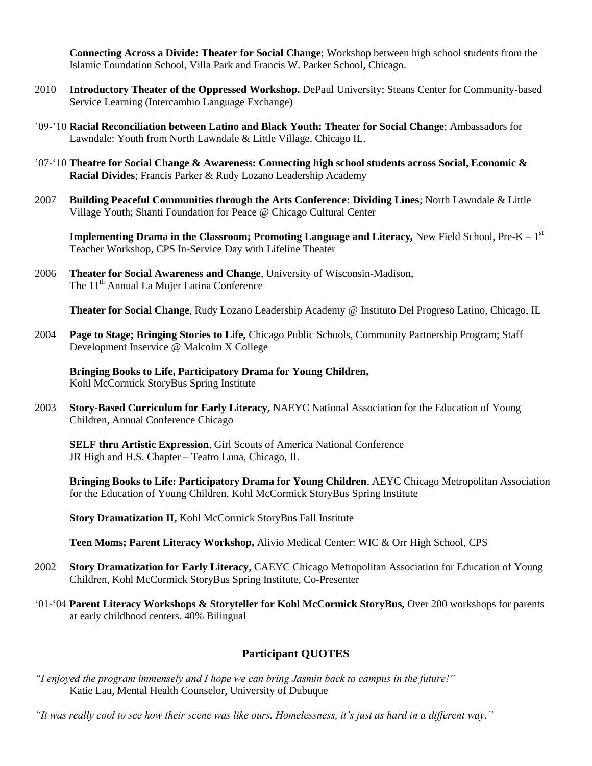**Connecting Across a Divide: Theater for Social Change**; Workshop between high school students from the Islamic Foundation School, Villa Park and Francis W. Parker School, Chicago.

2010 **Introductory Theater of the Oppressed Workshop.** DePaul University; Steans Center for Community-based Service Learning (Intercambio Language Exchange)

'09-'10 **Racial Reconciliation between Latino and Black Youth: Theater for Social Change**; Ambassadors for Lawndale: Youth from North Lawndale & Little Village, Chicago IL.

'07-'10 **Theatre for Social Change & Awareness: Connecting high school students across Social, Economic & Racial Divides**; Francis Parker & Rudy Lozano Leadership Academy

2007 **Building Peaceful Communities through the Arts Conference: Dividing Lines**; North Lawndale & Little Village Youth; Shanti Foundation for Peace @ Chicago Cultural Center

**Implementing Drama in the Classroom; Promoting Language and Literacy,** New Field School, Pre-K – 1st Teacher Workshop, CPS In-Service Day with Lifeline Theater

2006 **Theater for Social Awareness and Change**, University of Wisconsin-Madison, The 11th Annual La Mujer Latina Conference

**Theater for Social Change**, Rudy Lozano Leadership Academy @ Instituto Del Progreso Latino, Chicago, IL

2004 **Page to Stage; Bringing Stories to Life,** Chicago Public Schools, Community Partnership Program; Staff Development Inservice @ Malcolm X College

**Bringing Books to Life, Participatory Drama for Young Children,** Kohl McCormick StoryBus Spring Institute

2003 **Story-Based Curriculum for Early Literacy,** NAEYC National Association for the Education of Young Children, Annual Conference Chicago

**SELF thru Artistic Expression**, Girl Scouts of America National Conference JR High and H.S. Chapter – Teatro Luna, Chicago, IL

**Bringing Books to Life: Participatory Drama for Young Children**, AEYC Chicago Metropolitan Association for the Education of Young Children, Kohl McCormick StoryBus Spring Institute

**Story Dramatization II,** Kohl McCormick StoryBus Fall Institute

**Teen Moms; Parent Literacy Workshop,** Alivio Medical Center: WIC & Orr High School, CPS

2002 **Story Dramatization for Early Literacy**, CAEYC Chicago Metropolitan Association for Education of Young Children, Kohl McCormick StoryBus Spring Institute, Co-Presenter

'01-'04 **Parent Literacy Workshops & Storyteller for Kohl McCormick StoryBus,** Over 200 workshops for parents at early childhood centers. 40% Bilingual

## Participant QUOTES

*"I enjoyed the program immensely and I hope we can bring Jasmin back to campus in the future!"*
Katie Lau, Mental Health Counselor, University of Dubuque

*"It was really cool to see how their scene was like ours. Homelessness, it's just as hard in a different way."*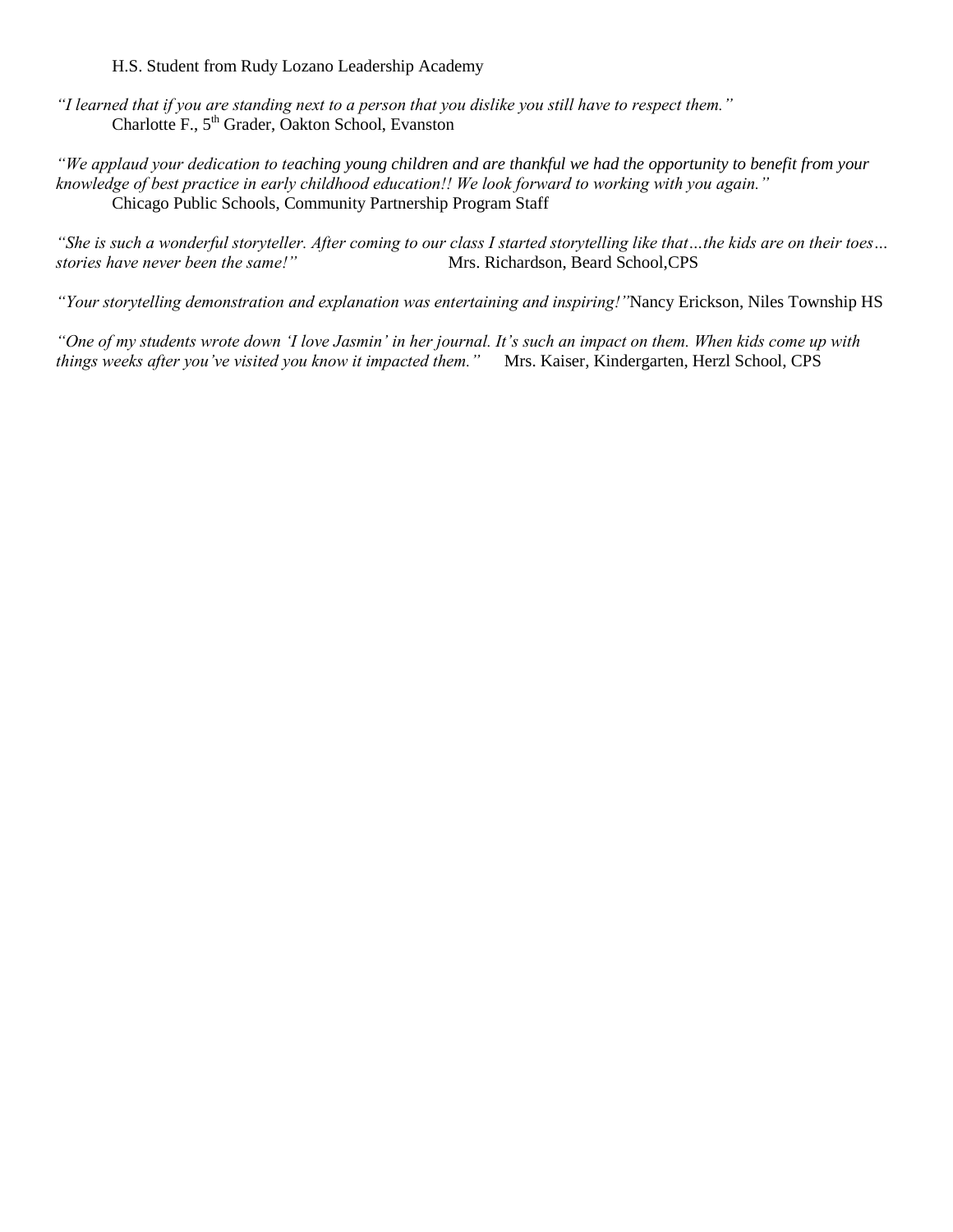H.S. Student from Rudy Lozano Leadership Academy

*"I learned that if you are standing next to a person that you dislike you still have to respect them."*
Charlotte F., 5th Grader, Oakton School, Evanston

*"We applaud your dedication to teaching young children and are thankful we had the opportunity to benefit from your knowledge of best practice in early childhood education!! We look forward to working with you again."*
Chicago Public Schools, Community Partnership Program Staff

*"She is such a wonderful storyteller. After coming to our class I started storytelling like that…the kids are on their toes…stories have never been the same!"* Mrs. Richardson, Beard School,CPS

*"Your storytelling demonstration and explanation was entertaining and inspiring!"* Nancy Erickson, Niles Township HS

*"One of my students wrote down 'I love Jasmin' in her journal. It's such an impact on them. When kids come up with things weeks after you've visited you know it impacted them."* Mrs. Kaiser, Kindergarten, Herzl School, CPS